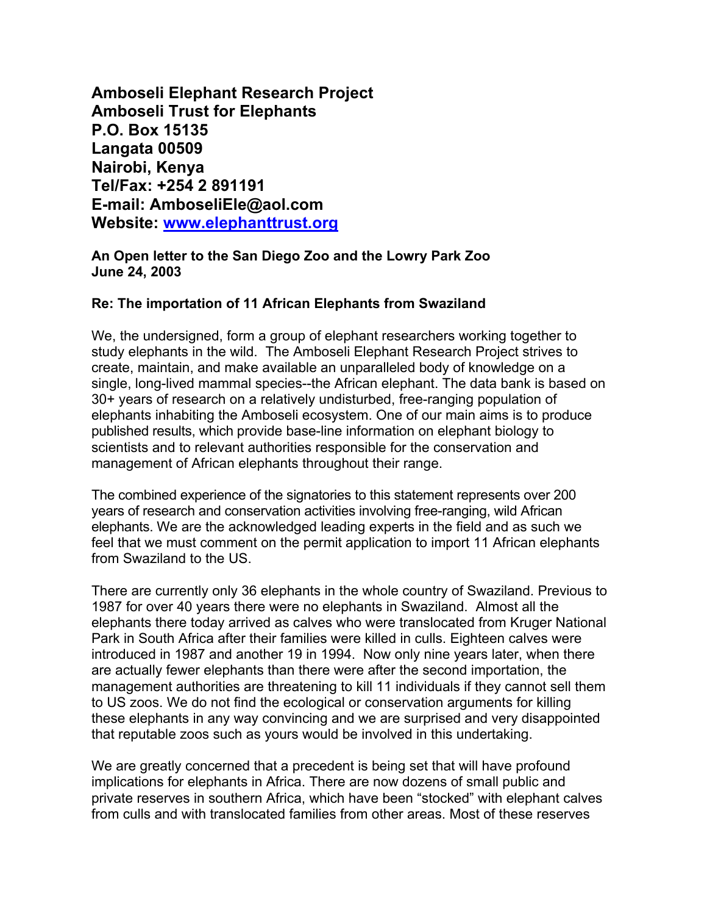**Amboseli Elephant Research Project**
**Amboseli Trust for Elephants**
**P.O. Box 15135**
**Langata 00509**
**Nairobi, Kenya**
**Tel/Fax: +254 2 891191**
**E-mail: AmboseliEle@aol.com**
**Website: [www.elephanttrust.org](http://www.elephanttrust.org)**

**An Open letter to the San Diego Zoo and the Lowry Park Zoo**
**June 24, 2003**

**Re: The importation of 11 African Elephants from Swaziland**

We, the undersigned, form a group of elephant researchers working together to study elephants in the wild. The Amboseli Elephant Research Project strives to create, maintain, and make available an unparalleled body of knowledge on a single, long-lived mammal species--the African elephant. The data bank is based on 30+ years of research on a relatively undisturbed, free-ranging population of elephants inhabiting the Amboseli ecosystem. One of our main aims is to produce published results, which provide base-line information on elephant biology to scientists and to relevant authorities responsible for the conservation and management of African elephants throughout their range.

The combined experience of the signatories to this statement represents over 200 years of research and conservation activities involving free-ranging, wild African elephants. We are the acknowledged leading experts in the field and as such we feel that we must comment on the permit application to import 11 African elephants from Swaziland to the US.

There are currently only 36 elephants in the whole country of Swaziland. Previous to 1987 for over 40 years there were no elephants in Swaziland. Almost all the elephants there today arrived as calves who were translocated from Kruger National Park in South Africa after their families were killed in culls. Eighteen calves were introduced in 1987 and another 19 in 1994. Now only nine years later, when there are actually fewer elephants than there were after the second importation, the management authorities are threatening to kill 11 individuals if they cannot sell them to US zoos. We do not find the ecological or conservation arguments for killing these elephants in any way convincing and we are surprised and very disappointed that reputable zoos such as yours would be involved in this undertaking.

We are greatly concerned that a precedent is being set that will have profound implications for elephants in Africa. There are now dozens of small public and private reserves in southern Africa, which have been "stocked" with elephant calves from culls and with translocated families from other areas. Most of these reserves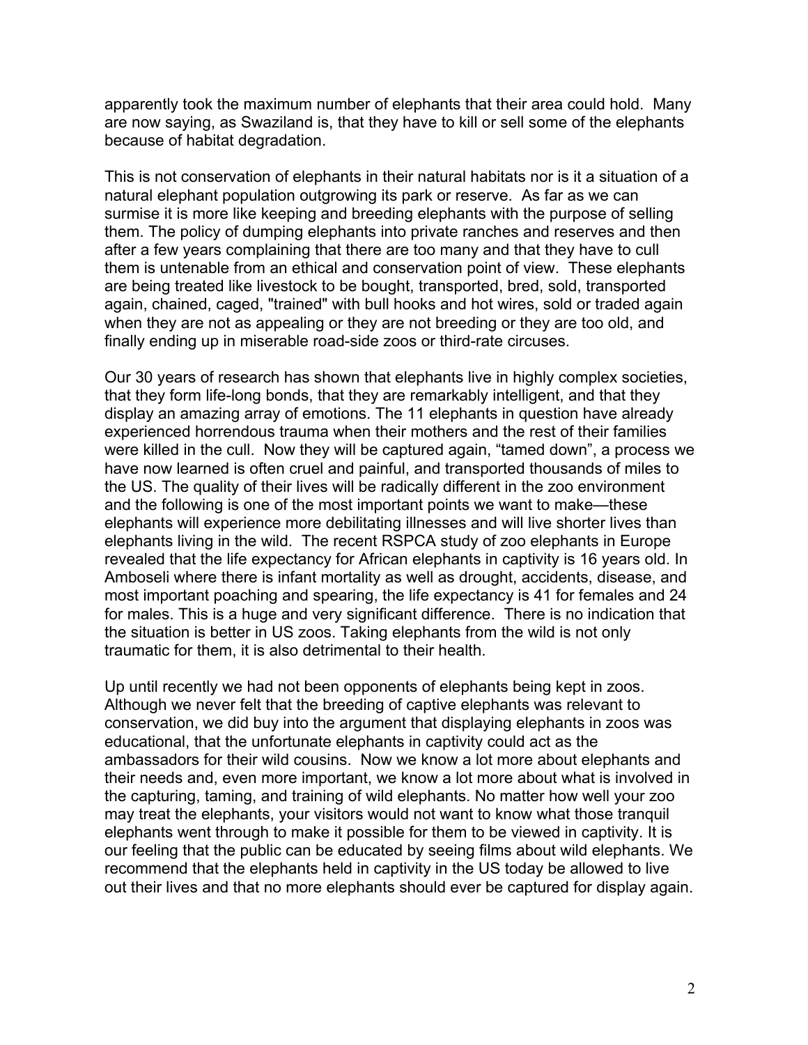apparently took the maximum number of elephants that their area could hold. Many are now saying, as Swaziland is, that they have to kill or sell some of the elephants because of habitat degradation.

This is not conservation of elephants in their natural habitats nor is it a situation of a natural elephant population outgrowing its park or reserve. As far as we can surmise it is more like keeping and breeding elephants with the purpose of selling them. The policy of dumping elephants into private ranches and reserves and then after a few years complaining that there are too many and that they have to cull them is untenable from an ethical and conservation point of view. These elephants are being treated like livestock to be bought, transported, bred, sold, transported again, chained, caged, "trained" with bull hooks and hot wires, sold or traded again when they are not as appealing or they are not breeding or they are too old, and finally ending up in miserable road-side zoos or third-rate circuses.

Our 30 years of research has shown that elephants live in highly complex societies, that they form life-long bonds, that they are remarkably intelligent, and that they display an amazing array of emotions. The 11 elephants in question have already experienced horrendous trauma when their mothers and the rest of their families were killed in the cull. Now they will be captured again, "tamed down", a process we have now learned is often cruel and painful, and transported thousands of miles to the US. The quality of their lives will be radically different in the zoo environment and the following is one of the most important points we want to make—these elephants will experience more debilitating illnesses and will live shorter lives than elephants living in the wild. The recent RSPCA study of zoo elephants in Europe revealed that the life expectancy for African elephants in captivity is 16 years old. In Amboseli where there is infant mortality as well as drought, accidents, disease, and most important poaching and spearing, the life expectancy is 41 for females and 24 for males. This is a huge and very significant difference. There is no indication that the situation is better in US zoos. Taking elephants from the wild is not only traumatic for them, it is also detrimental to their health.

Up until recently we had not been opponents of elephants being kept in zoos. Although we never felt that the breeding of captive elephants was relevant to conservation, we did buy into the argument that displaying elephants in zoos was educational, that the unfortunate elephants in captivity could act as the ambassadors for their wild cousins. Now we know a lot more about elephants and their needs and, even more important, we know a lot more about what is involved in the capturing, taming, and training of wild elephants. No matter how well your zoo may treat the elephants, your visitors would not want to know what those tranquil elephants went through to make it possible for them to be viewed in captivity. It is our feeling that the public can be educated by seeing films about wild elephants. We recommend that the elephants held in captivity in the US today be allowed to live out their lives and that no more elephants should ever be captured for display again.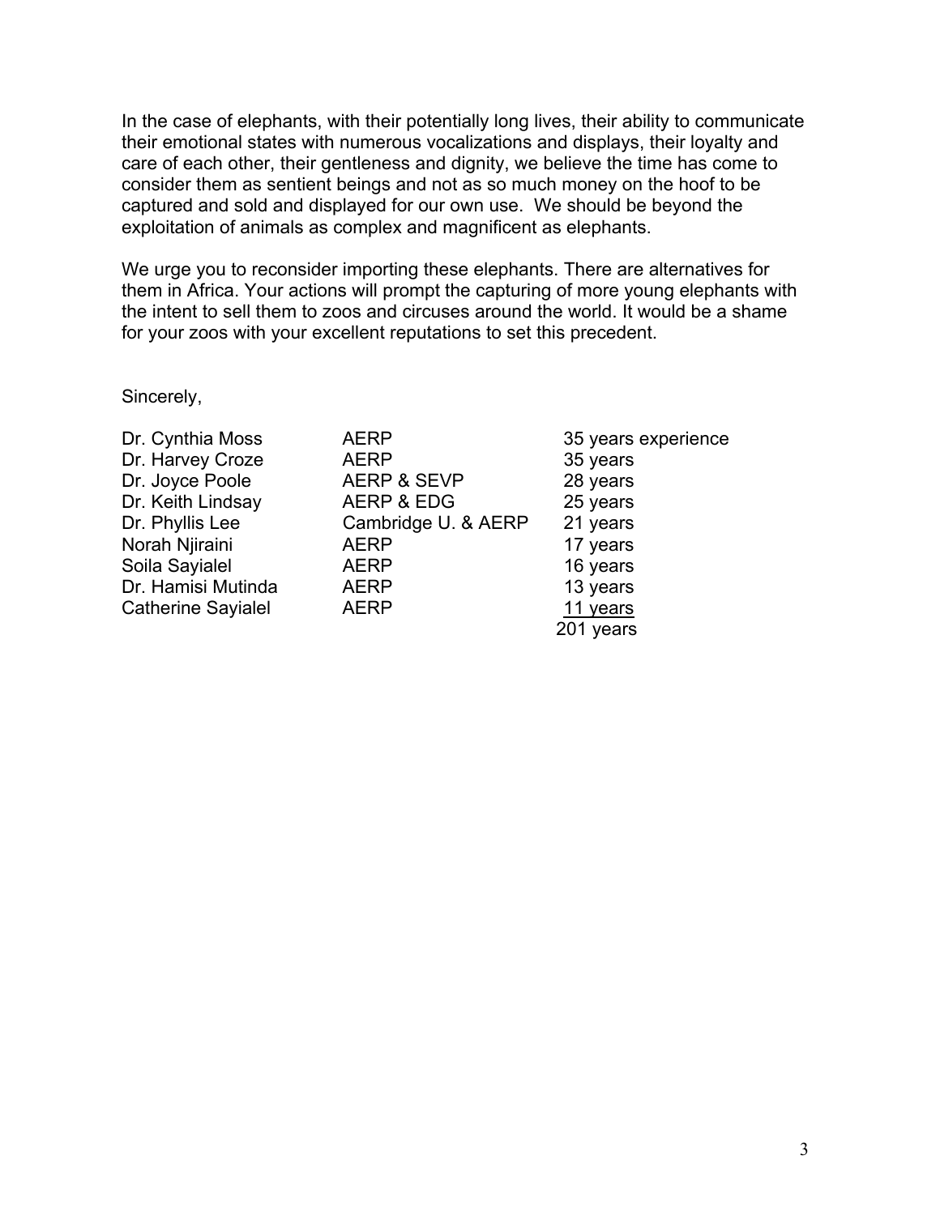In the case of elephants, with their potentially long lives, their ability to communicate their emotional states with numerous vocalizations and displays, their loyalty and care of each other, their gentleness and dignity, we believe the time has come to consider them as sentient beings and not as so much money on the hoof to be captured and sold and displayed for our own use. We should be beyond the exploitation of animals as complex and magnificent as elephants.

We urge you to reconsider importing these elephants. There are alternatives for them in Africa. Your actions will prompt the capturing of more young elephants with the intent to sell them to zoos and circuses around the world. It would be a shame for your zoos with your excellent reputations to set this precedent.

Sincerely,

| | | |
|---|---|---|
| Dr. Cynthia Moss | AERP | 35 years experience |
| Dr. Harvey Croze | AERP | 35 years |
| Dr. Joyce Poole | AERP & SEVP | 28 years |
| Dr. Keith Lindsay | AERP & EDG | 25 years |
| Dr. Phyllis Lee | Cambridge U. & AERP | 21 years |
| Norah Njiraini | AERP | 17 years |
| Soila Sayialel | AERP | 16 years |
| Dr. Hamisi Mutinda | AERP | 13 years |
| Catherine Sayialel | AERP | 11 years |
| | | 201 years |